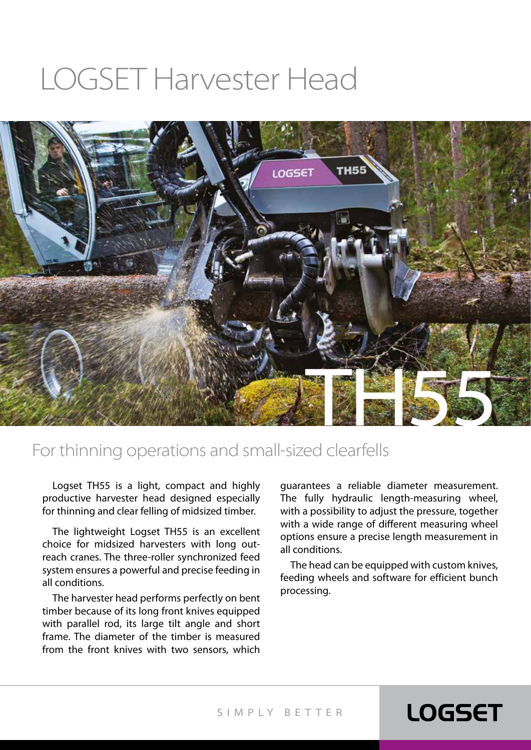# LOGSET Harvester Head

## TH55

## For thinning operations and small-sized clearfells

Logset TH55 is a light, compact and highly productive harvester head designed especially for thinning and clear felling of midsized timber.

The lightweight Logset TH55 is an excellent choice for midsized harvesters with long outreach cranes. The three-roller synchronized feed system ensures a powerful and precise feeding in all conditions.

The harvester head performs perfectly on bent timber because of its long front knives equipped with parallel rod, its large tilt angle and short frame. The diameter of the timber is measured from the front knives with two sensors, which guarantees a reliable diameter measurement. The fully hydraulic length-measuring wheel, with a possibility to adjust the pressure, together with a wide range of different measuring wheel options ensure a precise length measurement in all conditions.

The head can be equipped with custom knives, feeding wheels and software for efficient bunch processing.

SIMPLY BETTER

LOGSET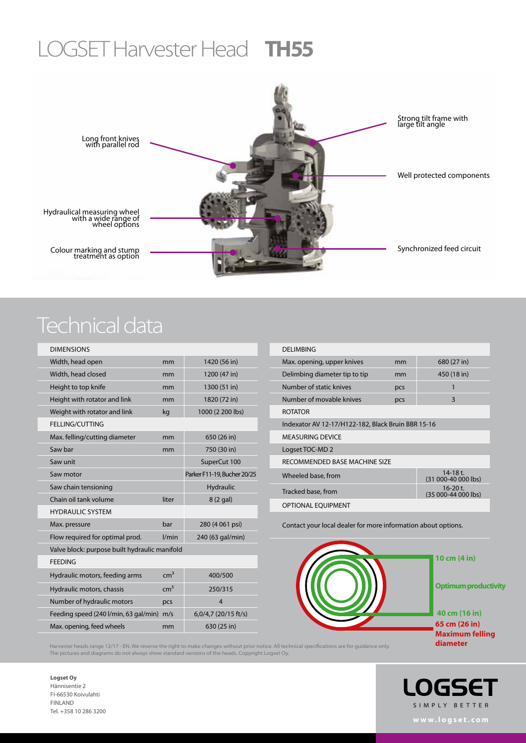# LOGSET Harvester Head **TH55**

Long front knives with parallel rod

Hydraulical measuring wheel with a wide range of wheel options

Colour marking and stump treatment as option

Strong tilt frame with large tilt angle

Well protected components

Synchronized feed circuit

## Technical data

| DIMENSIONS | | |
|---|---|---|
| Width, head open | mm | 1420 (56 in) |
| Width, head closed | mm | 1200 (47 in) |
| Height to top knife | mm | 1300 (51 in) |
| Height with rotator and link | mm | 1820 (72 in) |
| Weight with rotator and link | kg | 1000 (2 200 lbs) |
| **FELLING/CUTTING** | | |
| Max. felling/cutting diameter | mm | 650 (26 in) |
| Saw bar | mm | 750 (30 in) |
| Saw unit | | SuperCut 100 |
| Saw motor | | Parker F11-19, Bucher 20/25 |
| Saw chain tensioning | | Hydraulic |
| Chain oil tank volume | liter | 8 (2 gal) |
| **HYDRAULIC SYSTEM** | | |
| Max. pressure | bar | 280 (4 061 psi) |
| Flow required for optimal prod. | l/min | 240 (63 gal/min) |
| Valve block: purpose built hydraulic manifold | | |
| **FEEDING** | | |
| Hydraulic motors, feeding arms | $cm^3$ | 400/500 |
| Hydraulic motors, chassis | $cm^3$ | 250/315 |
| Number of hydraulic motors | pcs | 4 |
| Feeding speed (240 l/min, 63 gal/min) | m/s | 6,0/4,7 (20/15 ft/s) |
| Max. opening, feed wheels | mm | 630 (25 in) |

| DELIMBING | | |
|---|---|---|
| Max. opening, upper knives | mm | 680 (27 in) |
| Delimbing diameter tip to tip | mm | 450 (18 in) |
| Number of static knives | pcs | 1 |
| Number of movable knives | pcs | 3 |
| **ROTATOR** | | |
| Indexator AV 12-17/H122-182, Black Bruin BBR 15-16 | | |
| **MEASURING DEVICE** | | |
| Logset TOC-MD 2 | | |
| **RECOMMENDED BASE MACHINE SIZE** | | |
| Wheeled base, from | | 14-18 t. (31 000-40 000 lbs) |
| Tracked base, from | | 16-20 t. (35 000-44 000 lbs) |
| **OPTIONAL EQUIPMENT** | | |

Contact your local dealer for more information about options.

10 cm (4 in)

Optimum productivity

40 cm (16 in)

65 cm (26 in)
Maximum felling diameter

Harvester heads range 12/17 - EN. We reserve the right to make changes without prior notice. All technical specifications are for guidance only. The pictures and diagrams do not always show standard versions of the heads. Copyright Logset Oy.

**Logset Oy**
Hännisentie 2
FI-66530 Koivulahti
FINLAND
Tel. +358 10 286 3200

LOGSET
SIMPLY BETTER
www.logset.com